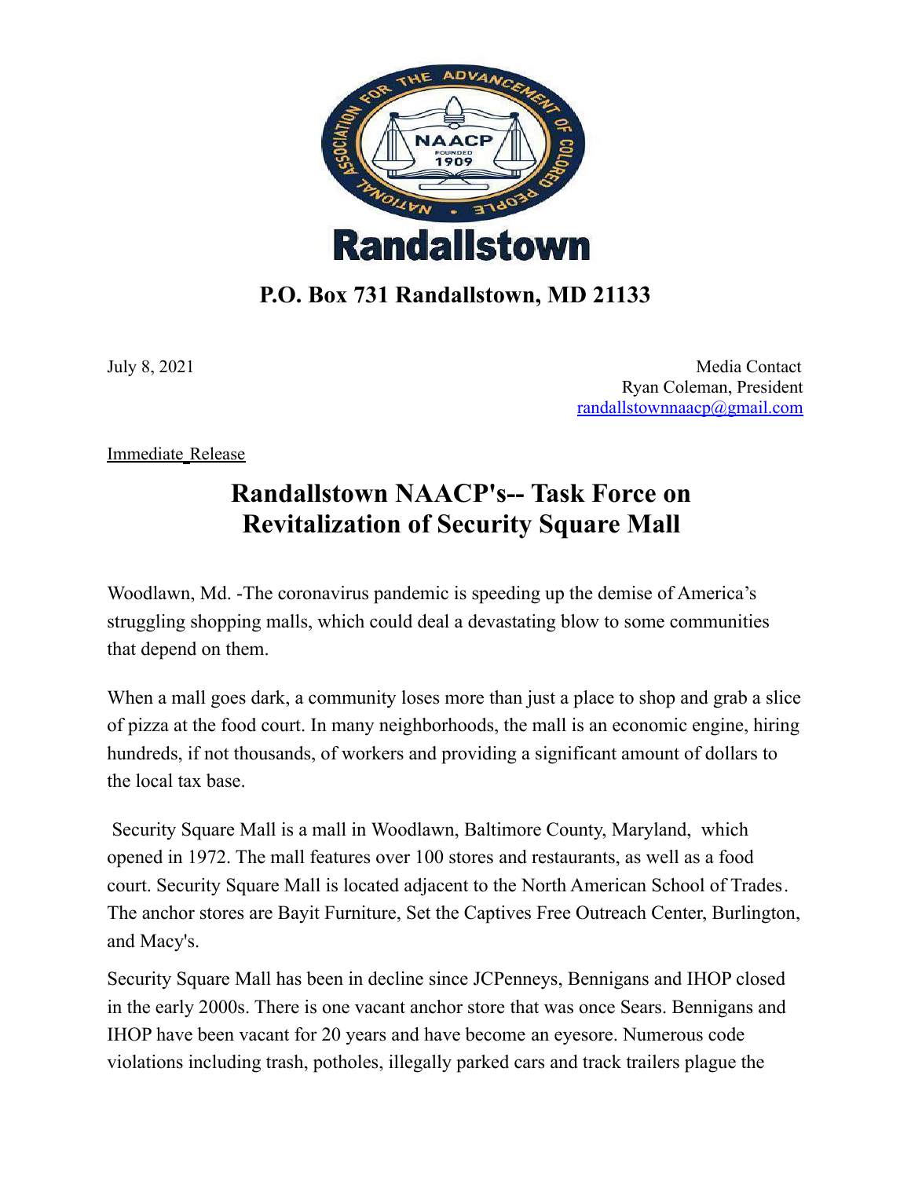Randallstown

**P.O. Box 731 Randallstown, MD 21133**

July 8, 2021

Media Contact
Ryan Coleman, President
randallstownnaacp@gmail.com

Immediate Release

# Randallstown NAACP's-- Task Force on Revitalization of Security Square Mall

Woodlawn, Md. -The coronavirus pandemic is speeding up the demise of America's struggling shopping malls, which could deal a devastating blow to some communities that depend on them.

When a mall goes dark, a community loses more than just a place to shop and grab a slice of pizza at the food court. In many neighborhoods, the mall is an economic engine, hiring hundreds, if not thousands, of workers and providing a significant amount of dollars to the local tax base.

Security Square Mall is a mall in Woodlawn, Baltimore County, Maryland, which opened in 1972. The mall features over 100 stores and restaurants, as well as a food court. Security Square Mall is located adjacent to the North American School of Trades. The anchor stores are Bayit Furniture, Set the Captives Free Outreach Center, Burlington, and Macy's.

Security Square Mall has been in decline since JCPenneys, Bennigans and IHOP closed in the early 2000s. There is one vacant anchor store that was once Sears. Bennigans and IHOP have been vacant for 20 years and have become an eyesore. Numerous code violations including trash, potholes, illegally parked cars and track trailers plague the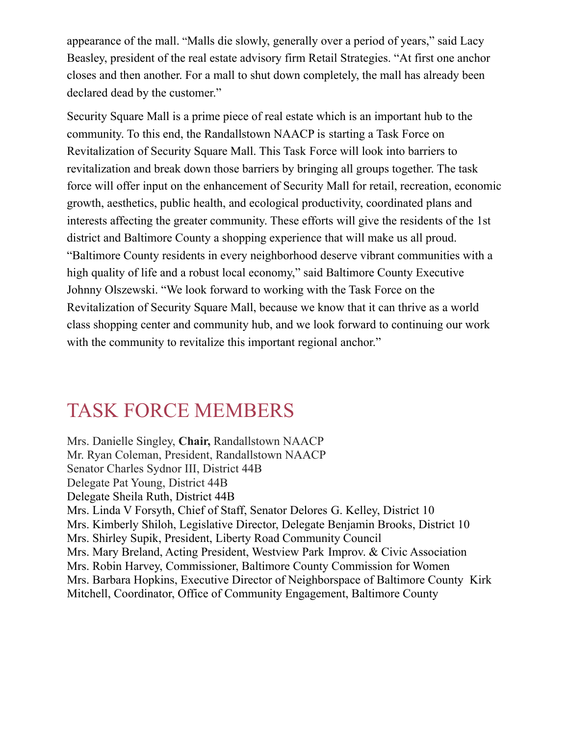appearance of the mall. "Malls die slowly, generally over a period of years," said Lacy Beasley, president of the real estate advisory firm Retail Strategies. "At first one anchor closes and then another. For a mall to shut down completely, the mall has already been declared dead by the customer."

Security Square Mall is a prime piece of real estate which is an important hub to the community. To this end, the Randallstown NAACP is starting a Task Force on Revitalization of Security Square Mall. This Task Force will look into barriers to revitalization and break down those barriers by bringing all groups together. The task force will offer input on the enhancement of Security Mall for retail, recreation, economic growth, aesthetics, public health, and ecological productivity, coordinated plans and interests affecting the greater community. These efforts will give the residents of the 1st district and Baltimore County a shopping experience that will make us all proud. "Baltimore County residents in every neighborhood deserve vibrant communities with a high quality of life and a robust local economy," said Baltimore County Executive Johnny Olszewski. "We look forward to working with the Task Force on the Revitalization of Security Square Mall, because we know that it can thrive as a world class shopping center and community hub, and we look forward to continuing our work with the community to revitalize this important regional anchor."

## TASK FORCE MEMBERS

Mrs. Danielle Singley, **Chair,** Randallstown NAACP
Mr. Ryan Coleman, President, Randallstown NAACP
Senator Charles Sydnor III, District 44B
Delegate Pat Young, District 44B
Delegate Sheila Ruth, District 44B
Mrs. Linda V Forsyth, Chief of Staff, Senator Delores G. Kelley, District 10
Mrs. Kimberly Shiloh, Legislative Director, Delegate Benjamin Brooks, District 10
Mrs. Shirley Supik, President, Liberty Road Community Council
Mrs. Mary Breland, Acting President, Westview Park Improv. & Civic Association
Mrs. Robin Harvey, Commissioner, Baltimore County Commission for Women
Mrs. Barbara Hopkins, Executive Director of Neighborspace of Baltimore County
Kirk Mitchell, Coordinator, Office of Community Engagement, Baltimore County